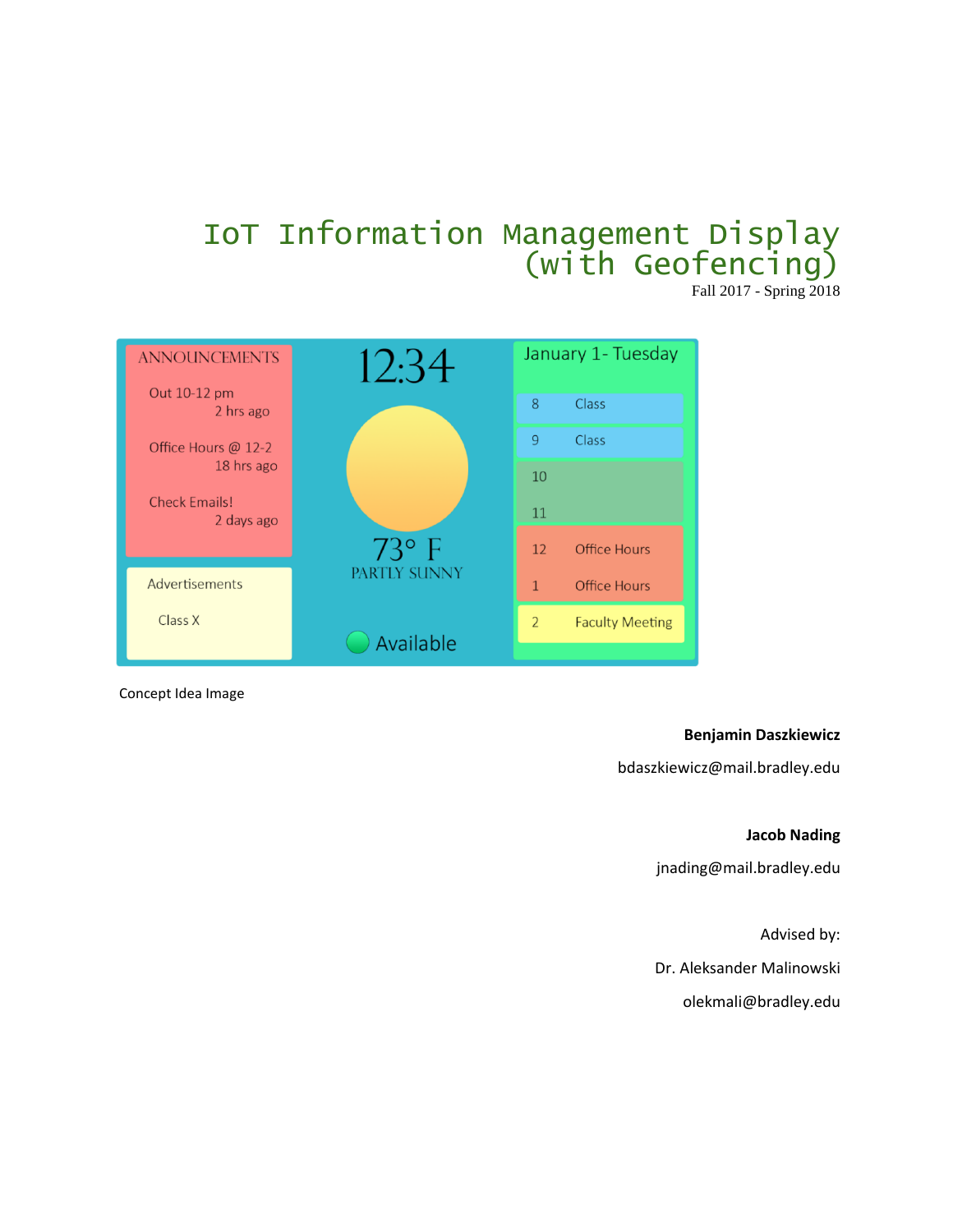# IoT Information Management Display (with Geofencing)

Fall 2017 - Spring 2018

ANNOUNCEMENTS

Out 10-12 pm
2 hrs ago

Office Hours @ 12-2
18 hrs ago

Check Emails!
2 days ago

Advertisements

Class X

12:34

73° F
PARTLY SUNNY

Available

January 1- Tuesday

| | |
|---|---|
| 8 | Class |
| 9 | Class |
| 10 | |
| 11 | |
| 12 | Office Hours |
| 1 | Office Hours |
| 2 | Faculty Meeting |

Concept Idea Image

**Benjamin Daszkiewicz**

bdaszkiewicz@mail.bradley.edu

**Jacob Nading**

jnading@mail.bradley.edu

Advised by:

Dr. Aleksander Malinowski

olekmali@bradley.edu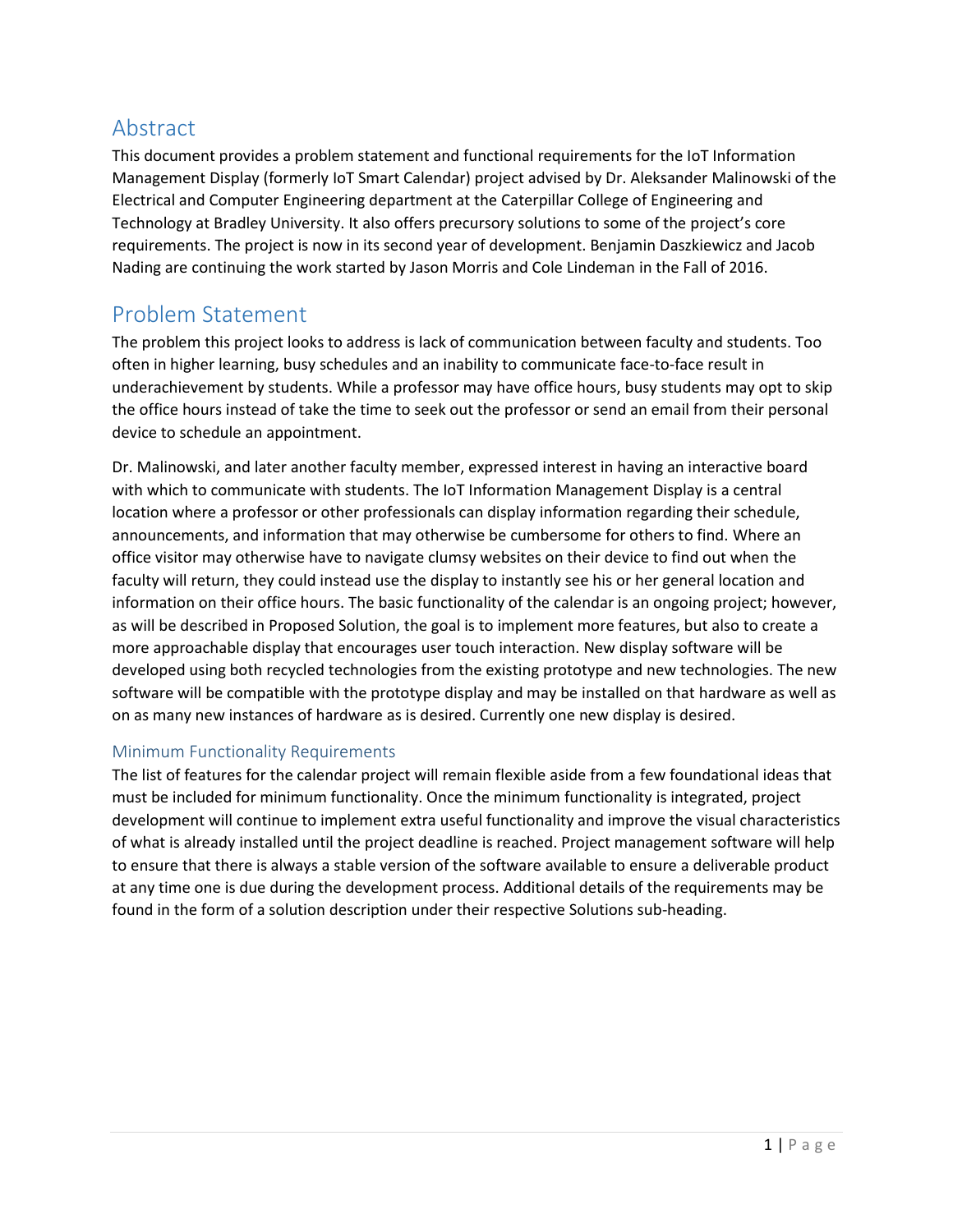## Abstract

This document provides a problem statement and functional requirements for the IoT Information Management Display (formerly IoT Smart Calendar) project advised by Dr. Aleksander Malinowski of the Electrical and Computer Engineering department at the Caterpillar College of Engineering and Technology at Bradley University. It also offers precursory solutions to some of the project's core requirements. The project is now in its second year of development. Benjamin Daszkiewicz and Jacob Nading are continuing the work started by Jason Morris and Cole Lindeman in the Fall of 2016.

## Problem Statement

The problem this project looks to address is lack of communication between faculty and students. Too often in higher learning, busy schedules and an inability to communicate face-to-face result in underachievement by students. While a professor may have office hours, busy students may opt to skip the office hours instead of take the time to seek out the professor or send an email from their personal device to schedule an appointment.

Dr. Malinowski, and later another faculty member, expressed interest in having an interactive board with which to communicate with students. The IoT Information Management Display is a central location where a professor or other professionals can display information regarding their schedule, announcements, and information that may otherwise be cumbersome for others to find. Where an office visitor may otherwise have to navigate clumsy websites on their device to find out when the faculty will return, they could instead use the display to instantly see his or her general location and information on their office hours. The basic functionality of the calendar is an ongoing project; however, as will be described in Proposed Solution, the goal is to implement more features, but also to create a more approachable display that encourages user touch interaction. New display software will be developed using both recycled technologies from the existing prototype and new technologies. The new software will be compatible with the prototype display and may be installed on that hardware as well as on as many new instances of hardware as is desired. Currently one new display is desired.

### Minimum Functionality Requirements

The list of features for the calendar project will remain flexible aside from a few foundational ideas that must be included for minimum functionality. Once the minimum functionality is integrated, project development will continue to implement extra useful functionality and improve the visual characteristics of what is already installed until the project deadline is reached. Project management software will help to ensure that there is always a stable version of the software available to ensure a deliverable product at any time one is due during the development process. Additional details of the requirements may be found in the form of a solution description under their respective Solutions sub-heading.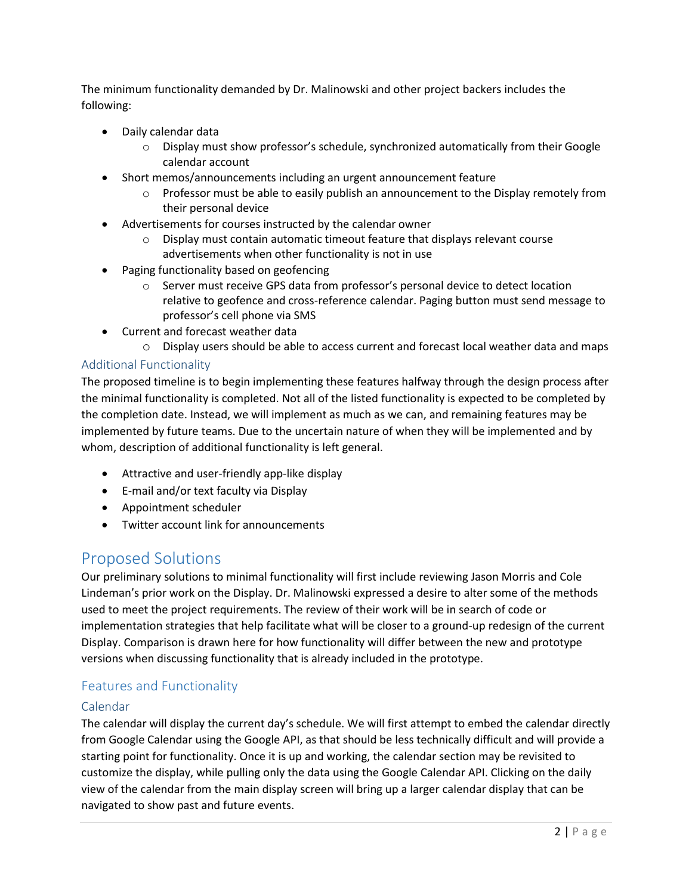The minimum functionality demanded by Dr. Malinowski and other project backers includes the following:

- Daily calendar data
  - Display must show professor's schedule, synchronized automatically from their Google calendar account
- Short memos/announcements including an urgent announcement feature
  - Professor must be able to easily publish an announcement to the Display remotely from their personal device
- Advertisements for courses instructed by the calendar owner
  - Display must contain automatic timeout feature that displays relevant course advertisements when other functionality is not in use
- Paging functionality based on geofencing
  - Server must receive GPS data from professor's personal device to detect location relative to geofence and cross-reference calendar. Paging button must send message to professor's cell phone via SMS
- Current and forecast weather data
  - Display users should be able to access current and forecast local weather data and maps

### Additional Functionality

The proposed timeline is to begin implementing these features halfway through the design process after the minimal functionality is completed. Not all of the listed functionality is expected to be completed by the completion date. Instead, we will implement as much as we can, and remaining features may be implemented by future teams. Due to the uncertain nature of when they will be implemented and by whom, description of additional functionality is left general.

- Attractive and user-friendly app-like display
- E-mail and/or text faculty via Display
- Appointment scheduler
- Twitter account link for announcements

## Proposed Solutions

Our preliminary solutions to minimal functionality will first include reviewing Jason Morris and Cole Lindeman's prior work on the Display. Dr. Malinowski expressed a desire to alter some of the methods used to meet the project requirements. The review of their work will be in search of code or implementation strategies that help facilitate what will be closer to a ground-up redesign of the current Display. Comparison is drawn here for how functionality will differ between the new and prototype versions when discussing functionality that is already included in the prototype.

### Features and Functionality

#### Calendar

The calendar will display the current day's schedule. We will first attempt to embed the calendar directly from Google Calendar using the Google API, as that should be less technically difficult and will provide a starting point for functionality. Once it is up and working, the calendar section may be revisited to customize the display, while pulling only the data using the Google Calendar API. Clicking on the daily view of the calendar from the main display screen will bring up a larger calendar display that can be navigated to show past and future events.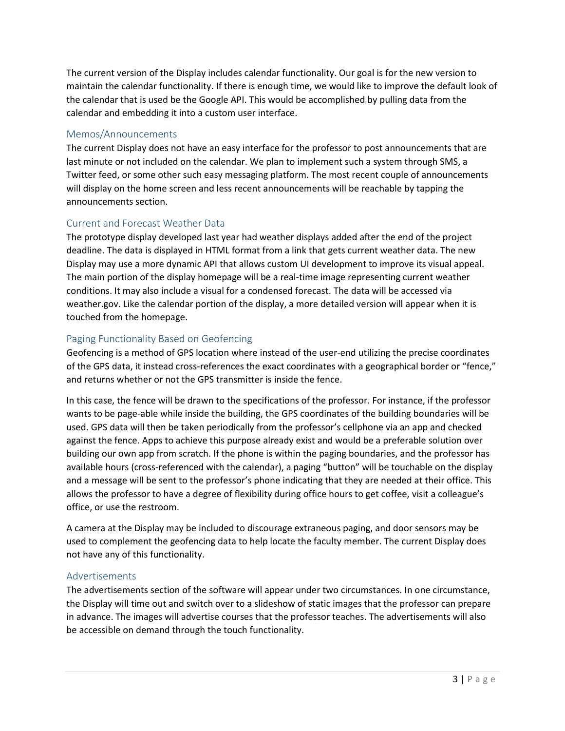The current version of the Display includes calendar functionality. Our goal is for the new version to maintain the calendar functionality. If there is enough time, we would like to improve the default look of the calendar that is used be the Google API. This would be accomplished by pulling data from the calendar and embedding it into a custom user interface.

## Memos/Announcements

The current Display does not have an easy interface for the professor to post announcements that are last minute or not included on the calendar. We plan to implement such a system through SMS, a Twitter feed, or some other such easy messaging platform. The most recent couple of announcements will display on the home screen and less recent announcements will be reachable by tapping the announcements section.

## Current and Forecast Weather Data

The prototype display developed last year had weather displays added after the end of the project deadline. The data is displayed in HTML format from a link that gets current weather data. The new Display may use a more dynamic API that allows custom UI development to improve its visual appeal. The main portion of the display homepage will be a real-time image representing current weather conditions. It may also include a visual for a condensed forecast. The data will be accessed via weather.gov. Like the calendar portion of the display, a more detailed version will appear when it is touched from the homepage.

## Paging Functionality Based on Geofencing

Geofencing is a method of GPS location where instead of the user-end utilizing the precise coordinates of the GPS data, it instead cross-references the exact coordinates with a geographical border or "fence," and returns whether or not the GPS transmitter is inside the fence.

In this case, the fence will be drawn to the specifications of the professor. For instance, if the professor wants to be page-able while inside the building, the GPS coordinates of the building boundaries will be used. GPS data will then be taken periodically from the professor's cellphone via an app and checked against the fence. Apps to achieve this purpose already exist and would be a preferable solution over building our own app from scratch. If the phone is within the paging boundaries, and the professor has available hours (cross-referenced with the calendar), a paging "button" will be touchable on the display and a message will be sent to the professor's phone indicating that they are needed at their office. This allows the professor to have a degree of flexibility during office hours to get coffee, visit a colleague's office, or use the restroom.

A camera at the Display may be included to discourage extraneous paging, and door sensors may be used to complement the geofencing data to help locate the faculty member. The current Display does not have any of this functionality.

## Advertisements

The advertisements section of the software will appear under two circumstances. In one circumstance, the Display will time out and switch over to a slideshow of static images that the professor can prepare in advance. The images will advertise courses that the professor teaches. The advertisements will also be accessible on demand through the touch functionality.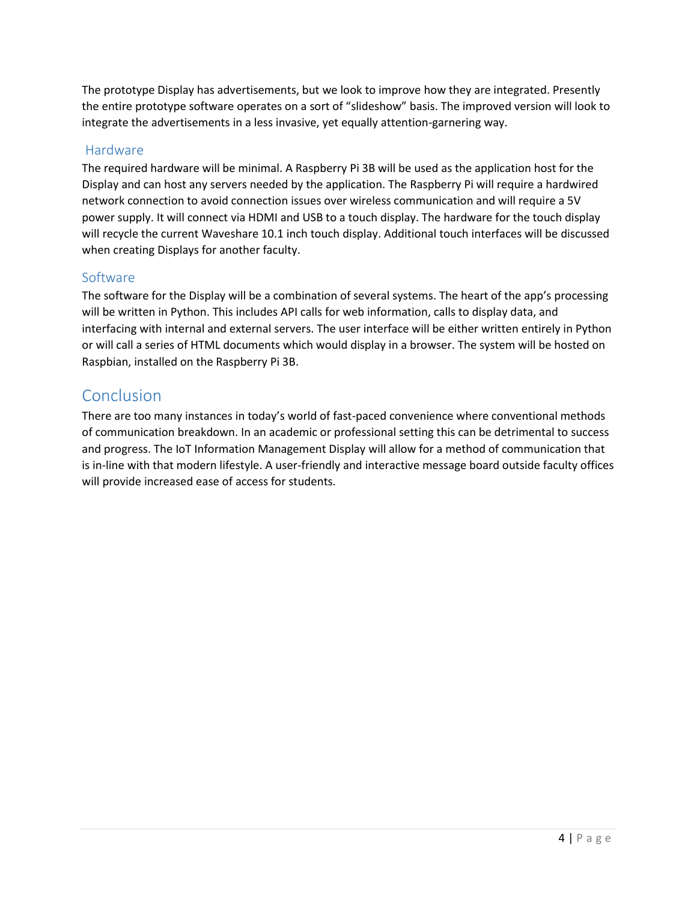The prototype Display has advertisements, but we look to improve how they are integrated. Presently the entire prototype software operates on a sort of "slideshow" basis. The improved version will look to integrate the advertisements in a less invasive, yet equally attention-garnering way.

### Hardware

The required hardware will be minimal. A Raspberry Pi 3B will be used as the application host for the Display and can host any servers needed by the application. The Raspberry Pi will require a hardwired network connection to avoid connection issues over wireless communication and will require a 5V power supply. It will connect via HDMI and USB to a touch display. The hardware for the touch display will recycle the current Waveshare 10.1 inch touch display. Additional touch interfaces will be discussed when creating Displays for another faculty.

### Software

The software for the Display will be a combination of several systems. The heart of the app's processing will be written in Python. This includes API calls for web information, calls to display data, and interfacing with internal and external servers. The user interface will be either written entirely in Python or will call a series of HTML documents which would display in a browser. The system will be hosted on Raspbian, installed on the Raspberry Pi 3B.

## Conclusion

There are too many instances in today's world of fast-paced convenience where conventional methods of communication breakdown. In an academic or professional setting this can be detrimental to success and progress. The IoT Information Management Display will allow for a method of communication that is in-line with that modern lifestyle. A user-friendly and interactive message board outside faculty offices will provide increased ease of access for students.